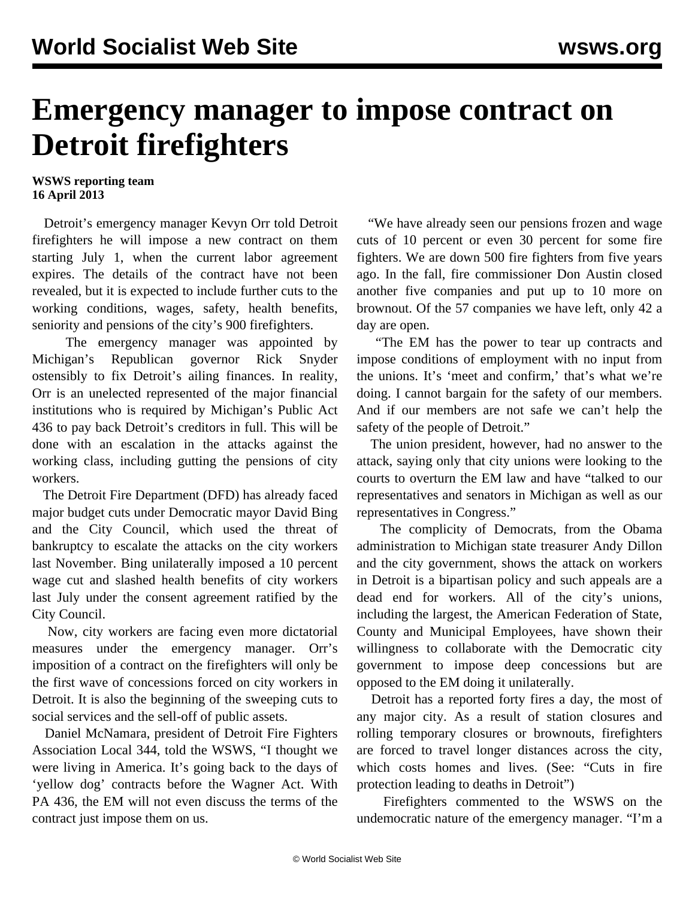# Emergency manager to impose contract on Detroit firefighters

**WSWS reporting team**
**16 April 2013**

Detroit's emergency manager Kevyn Orr told Detroit firefighters he will impose a new contract on them starting July 1, when the current labor agreement expires. The details of the contract have not been revealed, but it is expected to include further cuts to the working conditions, wages, safety, health benefits, seniority and pensions of the city's 900 firefighters.

The emergency manager was appointed by Michigan's Republican governor Rick Snyder ostensibly to fix Detroit's ailing finances. In reality, Orr is an unelected represented of the major financial institutions who is required by Michigan's Public Act 436 to pay back Detroit's creditors in full. This will be done with an escalation in the attacks against the working class, including gutting the pensions of city workers.

The Detroit Fire Department (DFD) has already faced major budget cuts under Democratic mayor David Bing and the City Council, which used the threat of bankruptcy to escalate the attacks on the city workers last November. Bing unilaterally imposed a 10 percent wage cut and slashed health benefits of city workers last July under the consent agreement ratified by the City Council.

Now, city workers are facing even more dictatorial measures under the emergency manager. Orr's imposition of a contract on the firefighters will only be the first wave of concessions forced on city workers in Detroit. It is also the beginning of the sweeping cuts to social services and the sell-off of public assets.

Daniel McNamara, president of Detroit Fire Fighters Association Local 344, told the WSWS, "I thought we were living in America. It's going back to the days of 'yellow dog' contracts before the Wagner Act. With PA 436, the EM will not even discuss the terms of the contract just impose them on us.

"We have already seen our pensions frozen and wage cuts of 10 percent or even 30 percent for some fire fighters. We are down 500 fire fighters from five years ago. In the fall, fire commissioner Don Austin closed another five companies and put up to 10 more on brownout. Of the 57 companies we have left, only 42 a day are open.

"The EM has the power to tear up contracts and impose conditions of employment with no input from the unions. It's 'meet and confirm,' that's what we're doing. I cannot bargain for the safety of our members. And if our members are not safe we can't help the safety of the people of Detroit."

The union president, however, had no answer to the attack, saying only that city unions were looking to the courts to overturn the EM law and have "talked to our representatives and senators in Michigan as well as our representatives in Congress."

The complicity of Democrats, from the Obama administration to Michigan state treasurer Andy Dillon and the city government, shows the attack on workers in Detroit is a bipartisan policy and such appeals are a dead end for workers. All of the city's unions, including the largest, the American Federation of State, County and Municipal Employees, have shown their willingness to collaborate with the Democratic city government to impose deep concessions but are opposed to the EM doing it unilaterally.

Detroit has a reported forty fires a day, the most of any major city. As a result of station closures and rolling temporary closures or brownouts, firefighters are forced to travel longer distances across the city, which costs homes and lives. (See: "Cuts in fire protection leading to deaths in Detroit")

Firefighters commented to the WSWS on the undemocratic nature of the emergency manager. "I'm a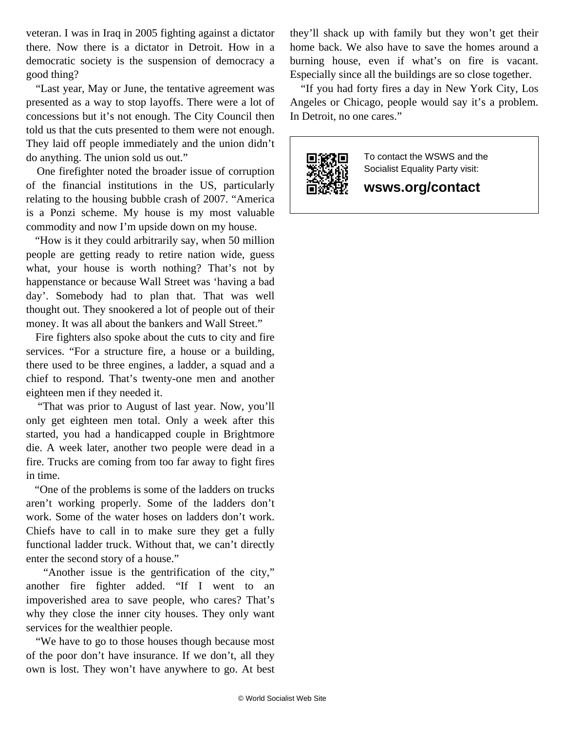veteran. I was in Iraq in 2005 fighting against a dictator there. Now there is a dictator in Detroit. How in a democratic society is the suspension of democracy a good thing?

"Last year, May or June, the tentative agreement was presented as a way to stop layoffs. There were a lot of concessions but it's not enough. The City Council then told us that the cuts presented to them were not enough. They laid off people immediately and the union didn't do anything. The union sold us out."

One firefighter noted the broader issue of corruption of the financial institutions in the US, particularly relating to the housing bubble crash of 2007. "America is a Ponzi scheme. My house is my most valuable commodity and now I'm upside down on my house.

"How is it they could arbitrarily say, when 50 million people are getting ready to retire nation wide, guess what, your house is worth nothing? That's not by happenstance or because Wall Street was 'having a bad day'. Somebody had to plan that. That was well thought out. They snookered a lot of people out of their money. It was all about the bankers and Wall Street."

Fire fighters also spoke about the cuts to city and fire services. "For a structure fire, a house or a building, there used to be three engines, a ladder, a squad and a chief to respond. That's twenty-one men and another eighteen men if they needed it.

"That was prior to August of last year. Now, you'll only get eighteen men total. Only a week after this started, you had a handicapped couple in Brightmore die. A week later, another two people were dead in a fire. Trucks are coming from too far away to fight fires in time.

"One of the problems is some of the ladders on trucks aren't working properly. Some of the ladders don't work. Some of the water hoses on ladders don't work. Chiefs have to call in to make sure they get a fully functional ladder truck. Without that, we can't directly enter the second story of a house."

"Another issue is the gentrification of the city," another fire fighter added. "If I went to an impoverished area to save people, who cares? That's why they close the inner city houses. They only want services for the wealthier people.

"We have to go to those houses though because most of the poor don't have insurance. If we don't, all they own is lost. They won't have anywhere to go. At best they'll shack up with family but they won't get their home back. We also have to save the homes around a burning house, even if what's on fire is vacant. Especially since all the buildings are so close together.

"If you had forty fires a day in New York City, Los Angeles or Chicago, people would say it's a problem. In Detroit, no one cares."

To contact the WSWS and the Socialist Equality Party visit:

**wsws.org/contact**